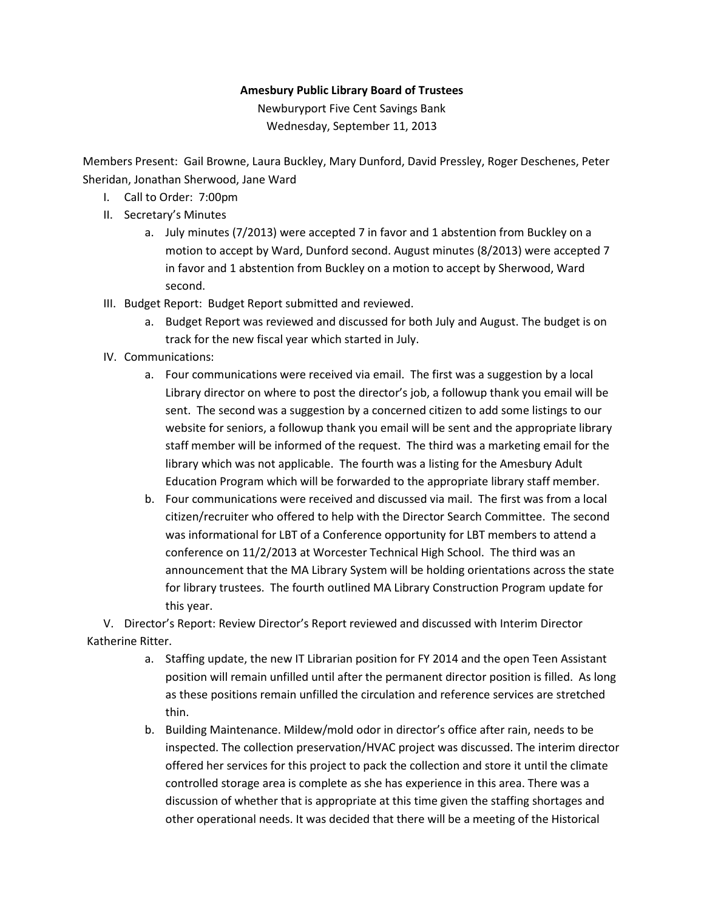**Amesbury Public Library Board of Trustees**

Newburyport Five Cent Savings Bank

Wednesday, September 11, 2013

Members Present: Gail Browne, Laura Buckley, Mary Dunford, David Pressley, Roger Deschenes, Peter Sheridan, Jonathan Sherwood, Jane Ward

I. Call to Order: 7:00pm

II. Secretary's Minutes

   a. July minutes (7/2013) were accepted 7 in favor and 1 abstention from Buckley on a motion to accept by Ward, Dunford second. August minutes (8/2013) were accepted 7 in favor and 1 abstention from Buckley on a motion to accept by Sherwood, Ward second.

III. Budget Report: Budget Report submitted and reviewed.

   a. Budget Report was reviewed and discussed for both July and August. The budget is on track for the new fiscal year which started in July.

IV. Communications:

   a. Four communications were received via email. The first was a suggestion by a local Library director on where to post the director's job, a followup thank you email will be sent. The second was a suggestion by a concerned citizen to add some listings to our website for seniors, a followup thank you email will be sent and the appropriate library staff member will be informed of the request. The third was a marketing email for the library which was not applicable. The fourth was a listing for the Amesbury Adult Education Program which will be forwarded to the appropriate library staff member.

   b. Four communications were received and discussed via mail. The first was from a local citizen/recruiter who offered to help with the Director Search Committee. The second was informational for LBT of a Conference opportunity for LBT members to attend a conference on 11/2/2013 at Worcester Technical High School. The third was an announcement that the MA Library System will be holding orientations across the state for library trustees. The fourth outlined MA Library Construction Program update for this year.

V. Director's Report: Review Director's Report reviewed and discussed with Interim Director Katherine Ritter.

   a. Staffing update, the new IT Librarian position for FY 2014 and the open Teen Assistant position will remain unfilled until after the permanent director position is filled. As long as these positions remain unfilled the circulation and reference services are stretched thin.

   b. Building Maintenance. Mildew/mold odor in director's office after rain, needs to be inspected. The collection preservation/HVAC project was discussed. The interim director offered her services for this project to pack the collection and store it until the climate controlled storage area is complete as she has experience in this area. There was a discussion of whether that is appropriate at this time given the staffing shortages and other operational needs. It was decided that there will be a meeting of the Historical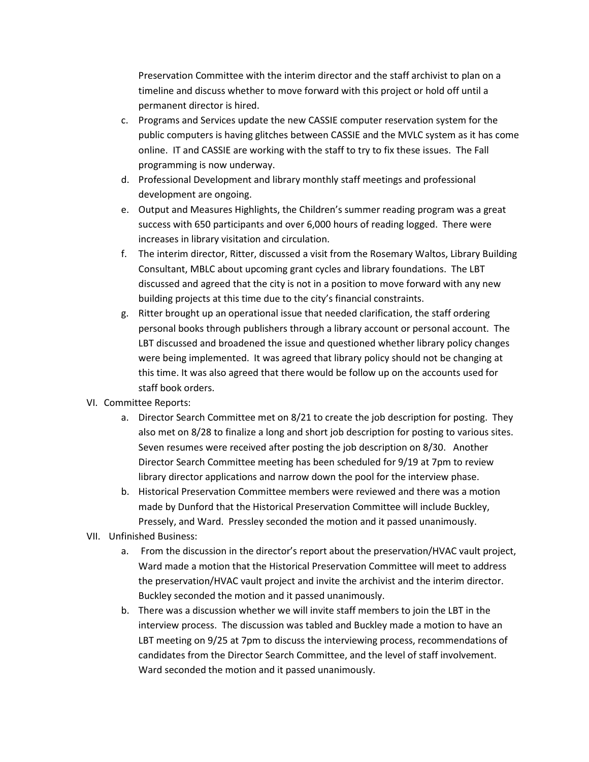Preservation Committee with the interim director and the staff archivist to plan on a timeline and discuss whether to move forward with this project or hold off until a permanent director is hired.

c. Programs and Services update the new CASSIE computer reservation system for the public computers is having glitches between CASSIE and the MVLC system as it has come online. IT and CASSIE are working with the staff to try to fix these issues. The Fall programming is now underway.

d. Professional Development and library monthly staff meetings and professional development are ongoing.

e. Output and Measures Highlights, the Children's summer reading program was a great success with 650 participants and over 6,000 hours of reading logged. There were increases in library visitation and circulation.

f. The interim director, Ritter, discussed a visit from the Rosemary Waltos, Library Building Consultant, MBLC about upcoming grant cycles and library foundations. The LBT discussed and agreed that the city is not in a position to move forward with any new building projects at this time due to the city's financial constraints.

g. Ritter brought up an operational issue that needed clarification, the staff ordering personal books through publishers through a library account or personal account. The LBT discussed and broadened the issue and questioned whether library policy changes were being implemented. It was agreed that library policy should not be changing at this time. It was also agreed that there would be follow up on the accounts used for staff book orders.

VI. Committee Reports:

a. Director Search Committee met on 8/21 to create the job description for posting. They also met on 8/28 to finalize a long and short job description for posting to various sites. Seven resumes were received after posting the job description on 8/30. Another Director Search Committee meeting has been scheduled for 9/19 at 7pm to review library director applications and narrow down the pool for the interview phase.

b. Historical Preservation Committee members were reviewed and there was a motion made by Dunford that the Historical Preservation Committee will include Buckley, Pressely, and Ward. Pressley seconded the motion and it passed unanimously.

VII. Unfinished Business:

a. From the discussion in the director's report about the preservation/HVAC vault project, Ward made a motion that the Historical Preservation Committee will meet to address the preservation/HVAC vault project and invite the archivist and the interim director. Buckley seconded the motion and it passed unanimously.

b. There was a discussion whether we will invite staff members to join the LBT in the interview process. The discussion was tabled and Buckley made a motion to have an LBT meeting on 9/25 at 7pm to discuss the interviewing process, recommendations of candidates from the Director Search Committee, and the level of staff involvement. Ward seconded the motion and it passed unanimously.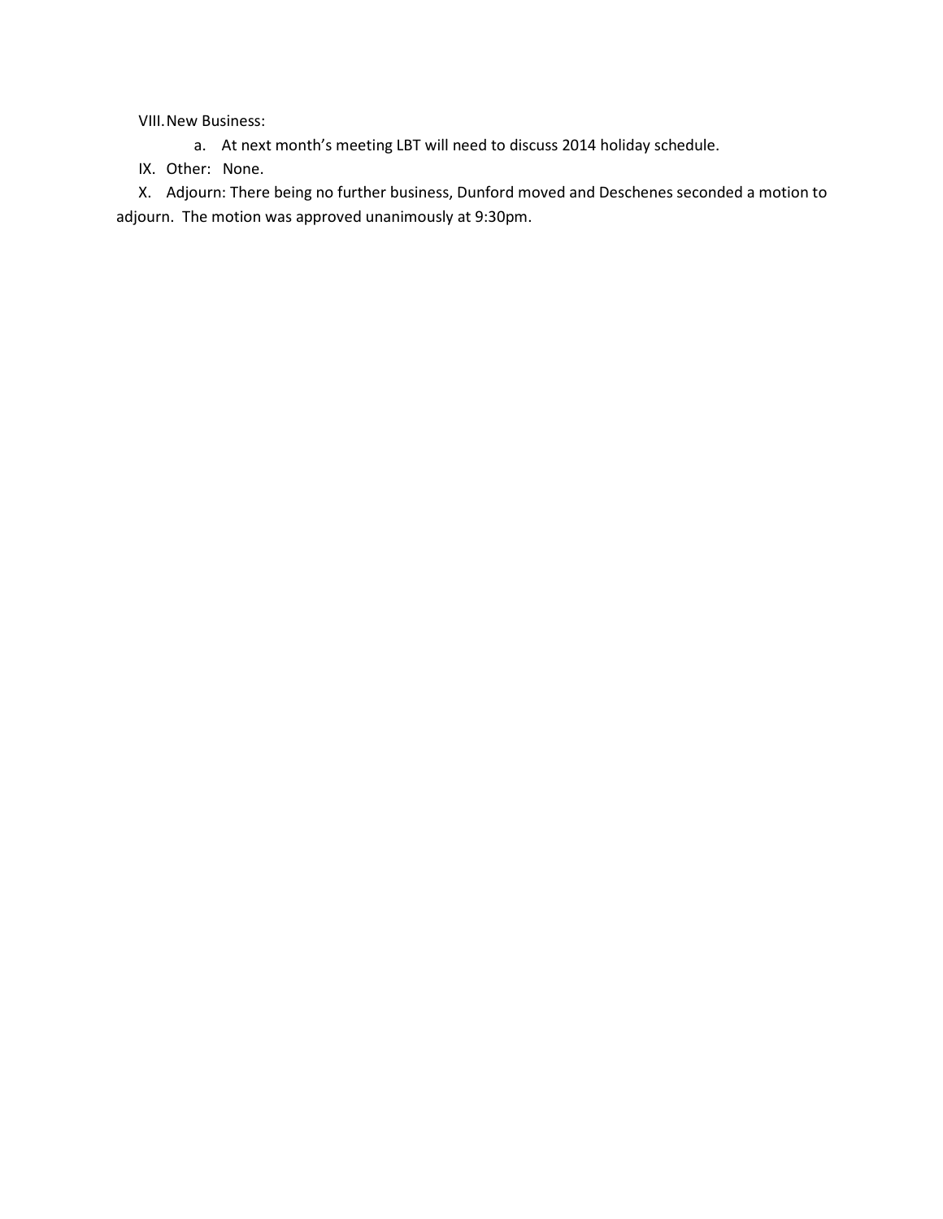VIII. New Business:

a. At next month's meeting LBT will need to discuss 2014 holiday schedule.

IX. Other: None.

X. Adjourn: There being no further business, Dunford moved and Deschenes seconded a motion to adjourn. The motion was approved unanimously at 9:30pm.